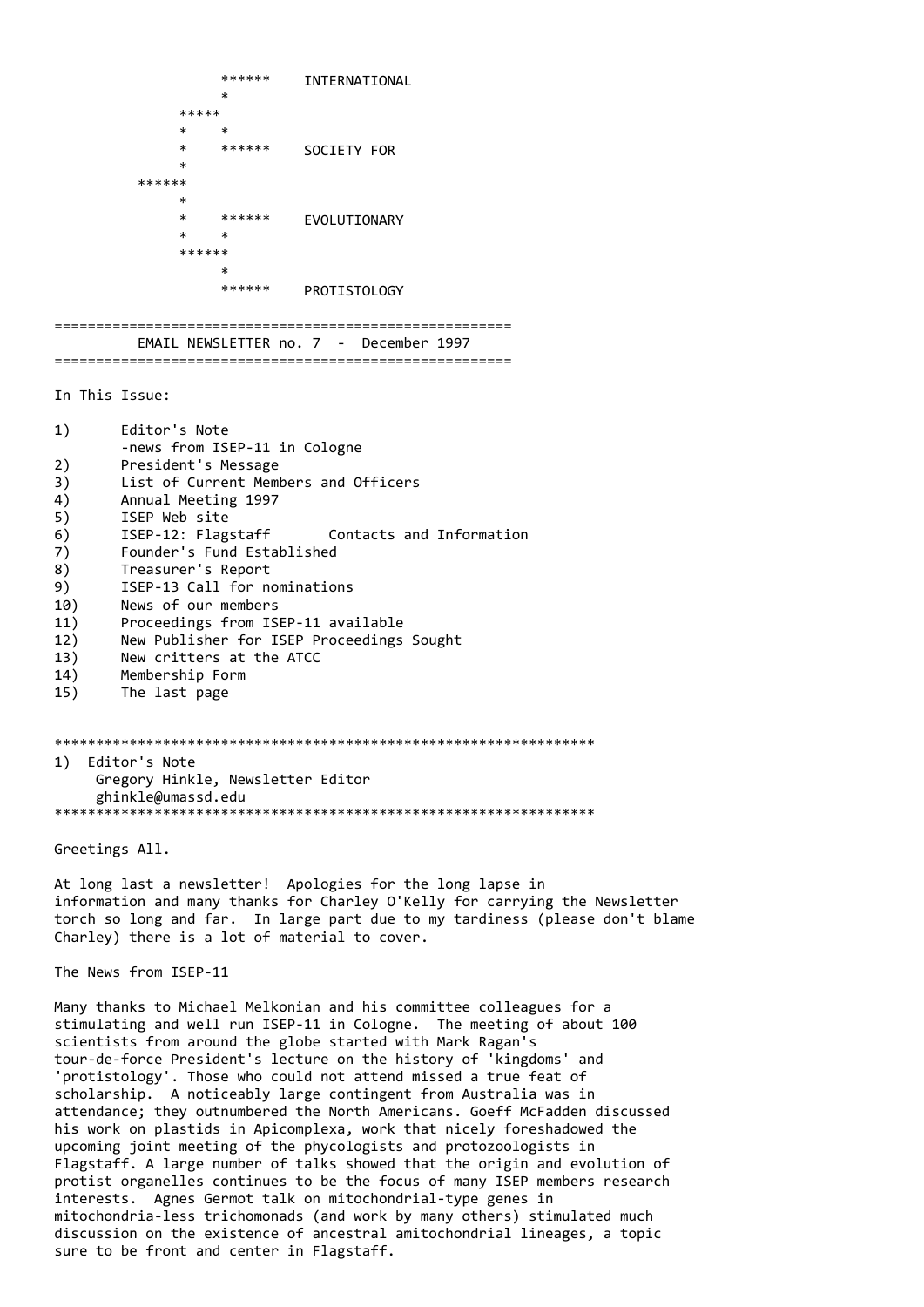```
                    ******    INTERNATIONAL
                    *
               *****
               *    *
               *    ******    SOCIETY FOR
               *
          ******
               *
               *    ******    EVOLUTIONARY
               *    *
               ******
                    *
                    ******    PROTISTOLOGY
```

=======================================================

# EMAIL NEWSLETTER no. 7 - December 1997

=======================================================

In This Issue:

1) Editor's Note
   -news from ISEP-11 in Cologne
2) President's Message
3) List of Current Members and Officers
4) Annual Meeting 1997
5) ISEP Web site
6) ISEP-12: Flagstaff Contacts and Information
7) Founder's Fund Established
8) Treasurer's Report
9) ISEP-13 Call for nominations
10) News of our members
11) Proceedings from ISEP-11 available
12) New Publisher for ISEP Proceedings Sought
13) New critters at the ATCC
14) Membership Form
15) The last page

*****************************************************************

## 1) Editor's Note

Gregory Hinkle, Newsletter Editor
ghinkle@umassd.edu

*****************************************************************

Greetings All.

At long last a newsletter! Apologies for the long lapse in information and many thanks for Charley O'Kelly for carrying the Newsletter torch so long and far. In large part due to my tardiness (please don't blame Charley) there is a lot of material to cover.

The News from ISEP-11

Many thanks to Michael Melkonian and his committee colleagues for a stimulating and well run ISEP-11 in Cologne. The meeting of about 100 scientists from around the globe started with Mark Ragan's tour-de-force President's lecture on the history of 'kingdoms' and 'protistology'. Those who could not attend missed a true feat of scholarship. A noticeably large contingent from Australia was in attendance; they outnumbered the North Americans. Goeff McFadden discussed his work on plastids in Apicomplexa, work that nicely foreshadowed the upcoming joint meeting of the phycologists and protozoologists in Flagstaff. A large number of talks showed that the origin and evolution of protist organelles continues to be the focus of many ISEP members research interests. Agnes Germot talk on mitochondrial-type genes in mitochondria-less trichomonads (and work by many others) stimulated much discussion on the existence of ancestral amitochondrial lineages, a topic sure to be front and center in Flagstaff.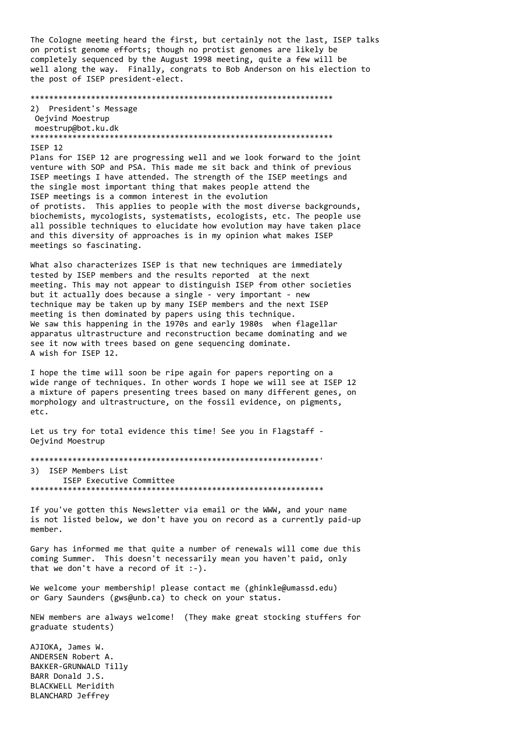The Cologne meeting heard the first, but certainly not the last, ISEP talks on protist genome efforts; though no protist genomes are likely be completely sequenced by the August 1998 meeting, quite a few will be well along the way. Finally, congrats to Bob Anderson on his election to the post of ISEP president-elect.

## 2) President's Message

Oejvind Moestrup
moestrup@bot.ku.dk

### ISEP 12

Plans for ISEP 12 are progressing well and we look forward to the joint venture with SOP and PSA. This made me sit back and think of previous ISEP meetings I have attended. The strength of the ISEP meetings and the single most important thing that makes people attend the ISEP meetings is a common interest in the evolution of protists. This applies to people with the most diverse backgrounds, biochemists, mycologists, systematists, ecologists, etc. The people use all possible techniques to elucidate how evolution may have taken place and this diversity of approaches is in my opinion what makes ISEP meetings so fascinating.

What also characterizes ISEP is that new techniques are immediately tested by ISEP members and the results reported at the next meeting. This may not appear to distinguish ISEP from other societies but it actually does because a single - very important - new technique may be taken up by many ISEP members and the next ISEP meeting is then dominated by papers using this technique. We saw this happening in the 1970s and early 1980s when flagellar apparatus ultrastructure and reconstruction became dominating and we see it now with trees based on gene sequencing dominate.

A wish for ISEP 12.

I hope the time will soon be ripe again for papers reporting on a wide range of techniques. In other words I hope we will see at ISEP 12 a mixture of papers presenting trees based on many different genes, on morphology and ultrastructure, on the fossil evidence, on pigments, etc.

Let us try for total evidence this time! See you in Flagstaff -
Oejvind Moestrup

## 3) ISEP Members List

ISEP Executive Committee

If you've gotten this Newsletter via email or the WWW, and your name is not listed below, we don't have you on record as a currently paid-up member.

Gary has informed me that quite a number of renewals will come due this coming Summer. This doesn't necessarily mean you haven't paid, only that we don't have a record of it :-).

We welcome your membership! please contact me (ghinkle@umassd.edu) or Gary Saunders (gws@unb.ca) to check on your status.

NEW members are always welcome! (They make great stocking stuffers for graduate students)

AJIOKA, James W.
ANDERSEN Robert A.
BAKKER-GRUNWALD Tilly
BARR Donald J.S.
BLACKWELL Meridith
BLANCHARD Jeffrey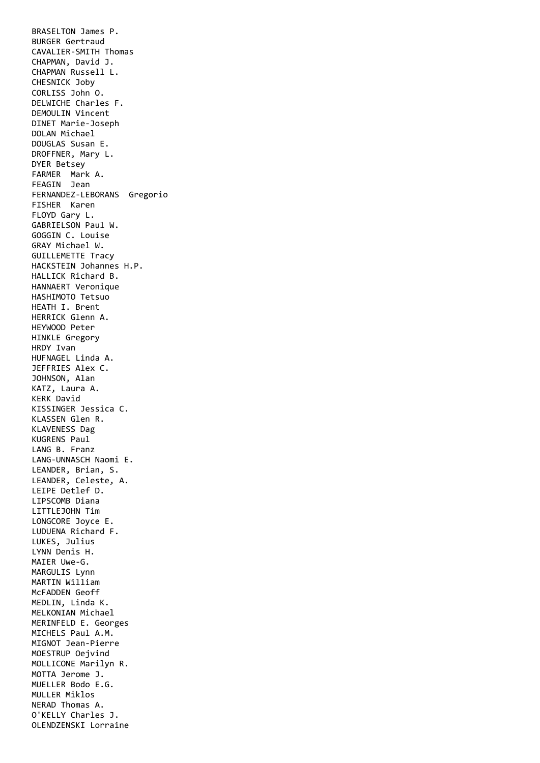BRASELTON James P.
BURGER Gertraud
CAVALIER-SMITH Thomas
CHAPMAN, David J.
CHAPMAN Russell L.
CHESNICK Joby
CORLISS John O.
DELWICHE Charles F.
DEMOULIN Vincent
DINET Marie-Joseph
DOLAN Michael
DOUGLAS Susan E.
DROFFNER, Mary L.
DYER Betsey
FARMER  Mark A.
FEAGIN  Jean
FERNANDEZ-LEBORANS  Gregorio
FISHER  Karen
FLOYD Gary L.
GABRIELSON Paul W.
GOGGIN C. Louise
GRAY Michael W.
GUILLEMETTE Tracy
HACKSTEIN Johannes H.P.
HALLICK Richard B.
HANNAERT Veronique
HASHIMOTO Tetsuo
HEATH I. Brent
HERRICK Glenn A.
HEYWOOD Peter
HINKLE Gregory
HRDY Ivan
HUFNAGEL Linda A.
JEFFRIES Alex C.
JOHNSON, Alan
KATZ, Laura A.
KERK David
KISSINGER Jessica C.
KLASSEN Glen R.
KLAVENESS Dag
KUGRENS Paul
LANG B. Franz
LANG-UNNASCH Naomi E.
LEANDER, Brian, S.
LEANDER, Celeste, A.
LEIPE Detlef D.
LIPSCOMB Diana
LITTLEJOHN Tim
LONGCORE Joyce E.
LUDUENA Richard F.
LUKES, Julius
LYNN Denis H.
MAIER Uwe-G.
MARGULIS Lynn
MARTIN William
McFADDEN Geoff
MEDLIN, Linda K.
MELKONIAN Michael
MERINFELD E. Georges
MICHELS Paul A.M.
MIGNOT Jean-Pierre
MOESTRUP Oejvind
MOLLICONE Marilyn R.
MOTTA Jerome J.
MUELLER Bodo E.G.
MULLER Miklos
NERAD Thomas A.
O'KELLY Charles J.
OLENDZENSKI Lorraine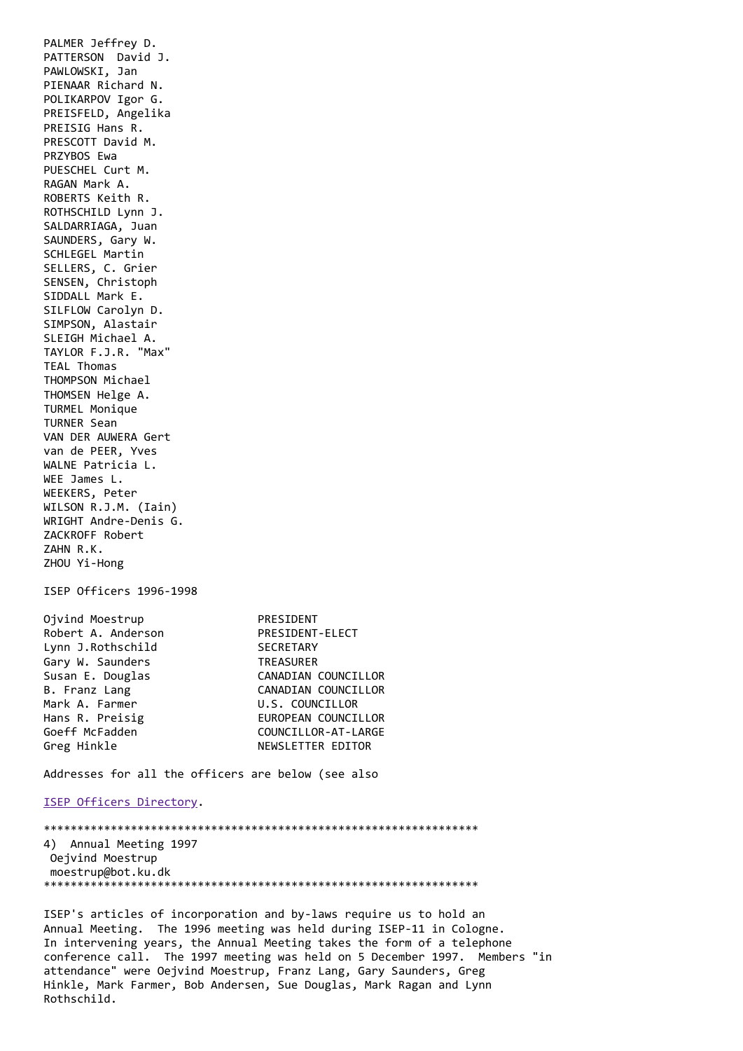PALMER Jeffrey D.
PATTERSON David J.
PAWLOWSKI, Jan
PIENAAR Richard N.
POLIKARPOV Igor G.
PREISFELD, Angelika
PREISIG Hans R.
PRESCOTT David M.
PRZYBOS Ewa
PUESCHEL Curt M.
RAGAN Mark A.
ROBERTS Keith R.
ROTHSCHILD Lynn J.
SALDARRIAGA, Juan
SAUNDERS, Gary W.
SCHLEGEL Martin
SELLERS, C. Grier
SENSEN, Christoph
SIDDALL Mark E.
SILFLOW Carolyn D.
SIMPSON, Alastair
SLEIGH Michael A.
TAYLOR F.J.R. "Max"
TEAL Thomas
THOMPSON Michael
THOMSEN Helge A.
TURMEL Monique
TURNER Sean
VAN DER AUWERA Gert
van de PEER, Yves
WALNE Patricia L.
WEE James L.
WEEKERS, Peter
WILSON R.J.M. (Iain)
WRIGHT Andre-Denis G.
ZACKROFF Robert
ZAHN R.K.
ZHOU Yi-Hong

ISEP Officers 1996-1998

| | |
|---|---|
| Ojvind Moestrup | PRESIDENT |
| Robert A. Anderson | PRESIDENT-ELECT |
| Lynn J.Rothschild | SECRETARY |
| Gary W. Saunders | TREASURER |
| Susan E. Douglas | CANADIAN COUNCILLOR |
| B. Franz Lang | CANADIAN COUNCILLOR |
| Mark A. Farmer | U.S. COUNCILLOR |
| Hans R. Preisig | EUROPEAN COUNCILLOR |
| Goeff McFadden | COUNCILLOR-AT-LARGE |
| Greg Hinkle | NEWSLETTER EDITOR |

Addresses for all the officers are below (see also

ISEP Officers Directory.

*****************************************************************

4) Annual Meeting 1997
Oejvind Moestrup
moestrup@bot.ku.dk

*****************************************************************

ISEP's articles of incorporation and by-laws require us to hold an Annual Meeting. The 1996 meeting was held during ISEP-11 in Cologne. In intervening years, the Annual Meeting takes the form of a telephone conference call. The 1997 meeting was held on 5 December 1997. Members "in attendance" were Oejvind Moestrup, Franz Lang, Gary Saunders, Greg Hinkle, Mark Farmer, Bob Andersen, Sue Douglas, Mark Ragan and Lynn Rothschild.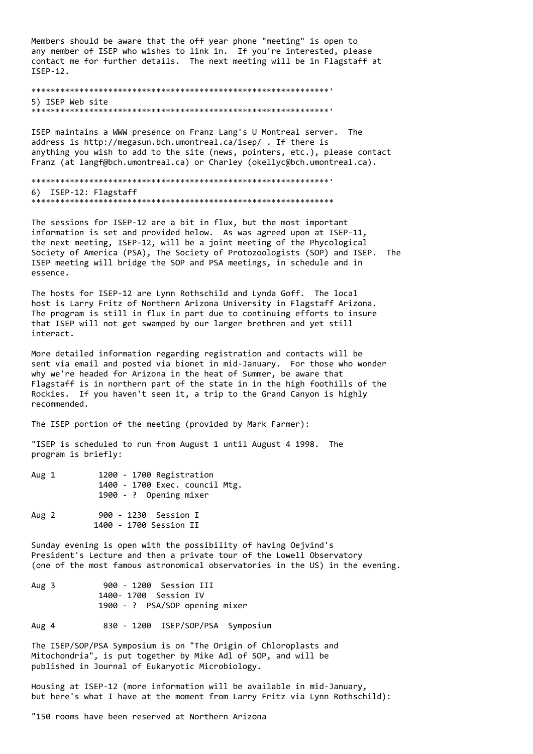Members should be aware that the off year phone "meeting" is open to any member of ISEP who wishes to link in. If you're interested, please contact me for further details. The next meeting will be in Flagstaff at ISEP-12.

***************************************************************'

## 5) ISEP Web site

***************************************************************'

ISEP maintains a WWW presence on Franz Lang's U Montreal server. The address is http://megasun.bch.umontreal.ca/isep/ . If there is anything you wish to add to the site (news, pointers, etc.), please contact Franz (at langf@bch.umontreal.ca) or Charley (okellyc@bch.umontreal.ca).

***************************************************************'

## 6) ISEP-12: Flagstaff

****************************************************************

The sessions for ISEP-12 are a bit in flux, but the most important information is set and provided below. As was agreed upon at ISEP-11, the next meeting, ISEP-12, will be a joint meeting of the Phycological Society of America (PSA), The Society of Protozoologists (SOP) and ISEP. The ISEP meeting will bridge the SOP and PSA meetings, in schedule and in essence.

The hosts for ISEP-12 are Lynn Rothschild and Lynda Goff. The local host is Larry Fritz of Northern Arizona University in Flagstaff Arizona. The program is still in flux in part due to continuing efforts to insure that ISEP will not get swamped by our larger brethren and yet still interact.

More detailed information regarding registration and contacts will be sent via email and posted via bionet in mid-January. For those who wonder why we're headed for Arizona in the heat of Summer, be aware that Flagstaff is in northern part of the state in in the high foothills of the Rockies. If you haven't seen it, a trip to the Grand Canyon is highly recommended.

The ISEP portion of the meeting (provided by Mark Farmer):

"ISEP is scheduled to run from August 1 until August 4 1998. The program is briefly:

```
Aug 1         1200 - 1700 Registration
              1400 - 1700 Exec. council Mtg.
              1900 - ?  Opening mixer

Aug 2          900 - 1230  Session I
              1400 - 1700 Session II
```

Sunday evening is open with the possibility of having Oejvind's President's Lecture and then a private tour of the Lowell Observatory (one of the most famous astronomical observatories in the US) in the evening.

```
Aug 3          900 - 1200  Session III
              1400- 1700  Session IV
              1900 - ?  PSA/SOP opening mixer

Aug 4          830 - 1200  ISEP/SOP/PSA  Symposium
```

The ISEP/SOP/PSA Symposium is on "The Origin of Chloroplasts and Mitochondria", is put together by Mike Adl of SOP, and will be published in Journal of Eukaryotic Microbiology.

Housing at ISEP-12 (more information will be available in mid-January, but here's what I have at the moment from Larry Fritz via Lynn Rothschild):

"150 rooms have been reserved at Northern Arizona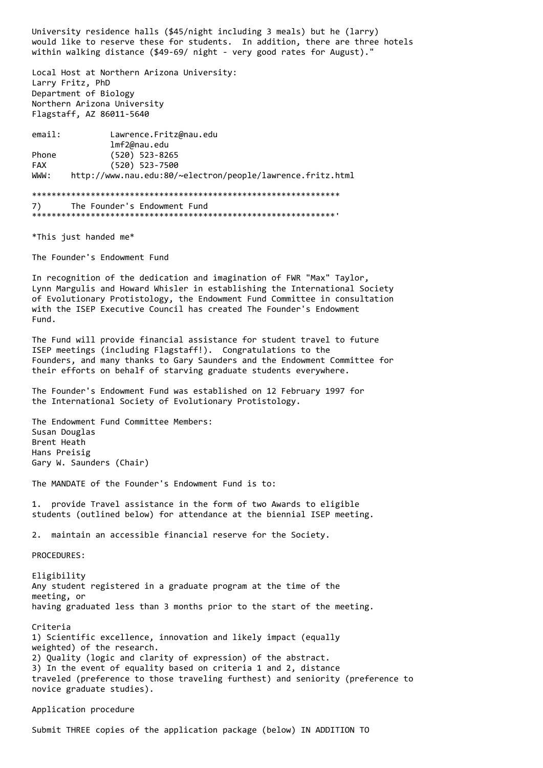University residence halls ($45/night including 3 meals) but he (larry) would like to reserve these for students. In addition, there are three hotels within walking distance ($49-69/ night - very good rates for August)."

Local Host at Northern Arizona University:
Larry Fritz, PhD
Department of Biology
Northern Arizona University
Flagstaff, AZ 86011-5640

email: Lawrence.Fritz@nau.edu
lmf2@nau.edu
Phone (520) 523-8265
FAX (520) 523-7500
WWW: http://www.nau.edu:80/~electron/people/lawrence.fritz.html

***************************************************************
7) The Founder's Endowment Fund
***************************************************************'

*This just handed me*

The Founder's Endowment Fund

In recognition of the dedication and imagination of FWR "Max" Taylor, Lynn Margulis and Howard Whisler in establishing the International Society of Evolutionary Protistology, the Endowment Fund Committee in consultation with the ISEP Executive Council has created The Founder's Endowment Fund.

The Fund will provide financial assistance for student travel to future ISEP meetings (including Flagstaff!). Congratulations to the Founders, and many thanks to Gary Saunders and the Endowment Committee for their efforts on behalf of starving graduate students everywhere.

The Founder's Endowment Fund was established on 12 February 1997 for the International Society of Evolutionary Protistology.

The Endowment Fund Committee Members:
Susan Douglas
Brent Heath
Hans Preisig
Gary W. Saunders (Chair)

The MANDATE of the Founder's Endowment Fund is to:

1. provide Travel assistance in the form of two Awards to eligible students (outlined below) for attendance at the biennial ISEP meeting.

2. maintain an accessible financial reserve for the Society.

PROCEDURES:

Eligibility
Any student registered in a graduate program at the time of the meeting, or
having graduated less than 3 months prior to the start of the meeting.

Criteria
1) Scientific excellence, innovation and likely impact (equally weighted) of the research.
2) Quality (logic and clarity of expression) of the abstract.
3) In the event of equality based on criteria 1 and 2, distance traveled (preference to those traveling furthest) and seniority (preference to novice graduate studies).

Application procedure

Submit THREE copies of the application package (below) IN ADDITION TO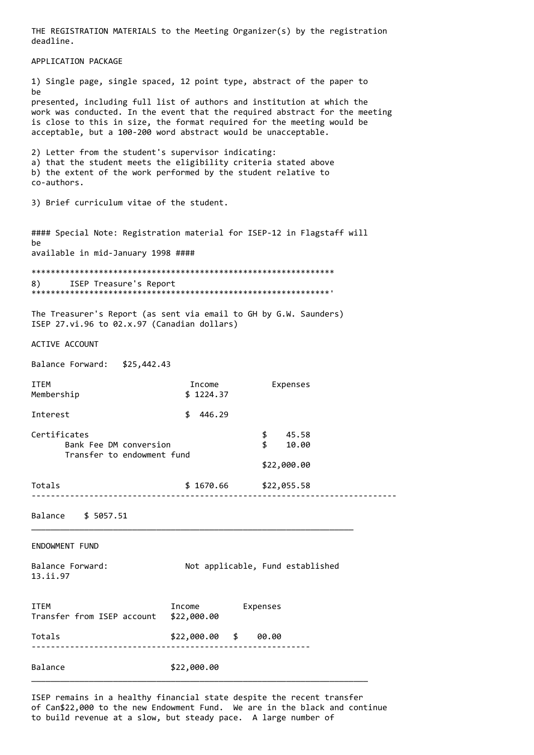THE REGISTRATION MATERIALS to the Meeting Organizer(s) by the registration deadline.

APPLICATION PACKAGE

1) Single page, single spaced, 12 point type, abstract of the paper to be presented, including full list of authors and institution at which the work was conducted. In the event that the required abstract for the meeting is close to this in size, the format required for the meeting would be acceptable, but a 100-200 word abstract would be unacceptable.

2) Letter from the student's supervisor indicating:
a) that the student meets the eligibility criteria stated above
b) the extent of the work performed by the student relative to co-authors.

3) Brief curriculum vitae of the student.

#### Special Note: Registration material for ISEP-12 in Flagstaff will be available in mid-January 1998 ####

***************************************************************
8) ISEP Treasure's Report
***************************************************************'

The Treasurer's Report (as sent via email to GH by G.W. Saunders)
ISEP 27.vi.96 to 02.x.97 (Canadian dollars)

ACTIVE ACCOUNT

Balance Forward: $25,442.43

| ITEM | Income | Expenses |
|---|---|---|
| Membership | $ 1224.37 | |
| Interest | $ 446.29 | |
| Certificates | | $ 45.58 |
| Bank Fee DM conversion | | $ 10.00 |
| Transfer to endowment fund | | $22,000.00 |
| Totals | $ 1670.66 | $22,055.58 |

Balance $ 5057.51

ENDOWMENT FUND

Balance Forward: Not applicable, Fund established 13.ii.97

| ITEM | Income | Expenses |
|---|---|---|
| Transfer from ISEP account | $22,000.00 | |
| Totals | $22,000.00 | $ 00.00 |

Balance $22,000.00

ISEP remains in a healthy financial state despite the recent transfer of Can$22,000 to the new Endowment Fund. We are in the black and continue to build revenue at a slow, but steady pace. A large number of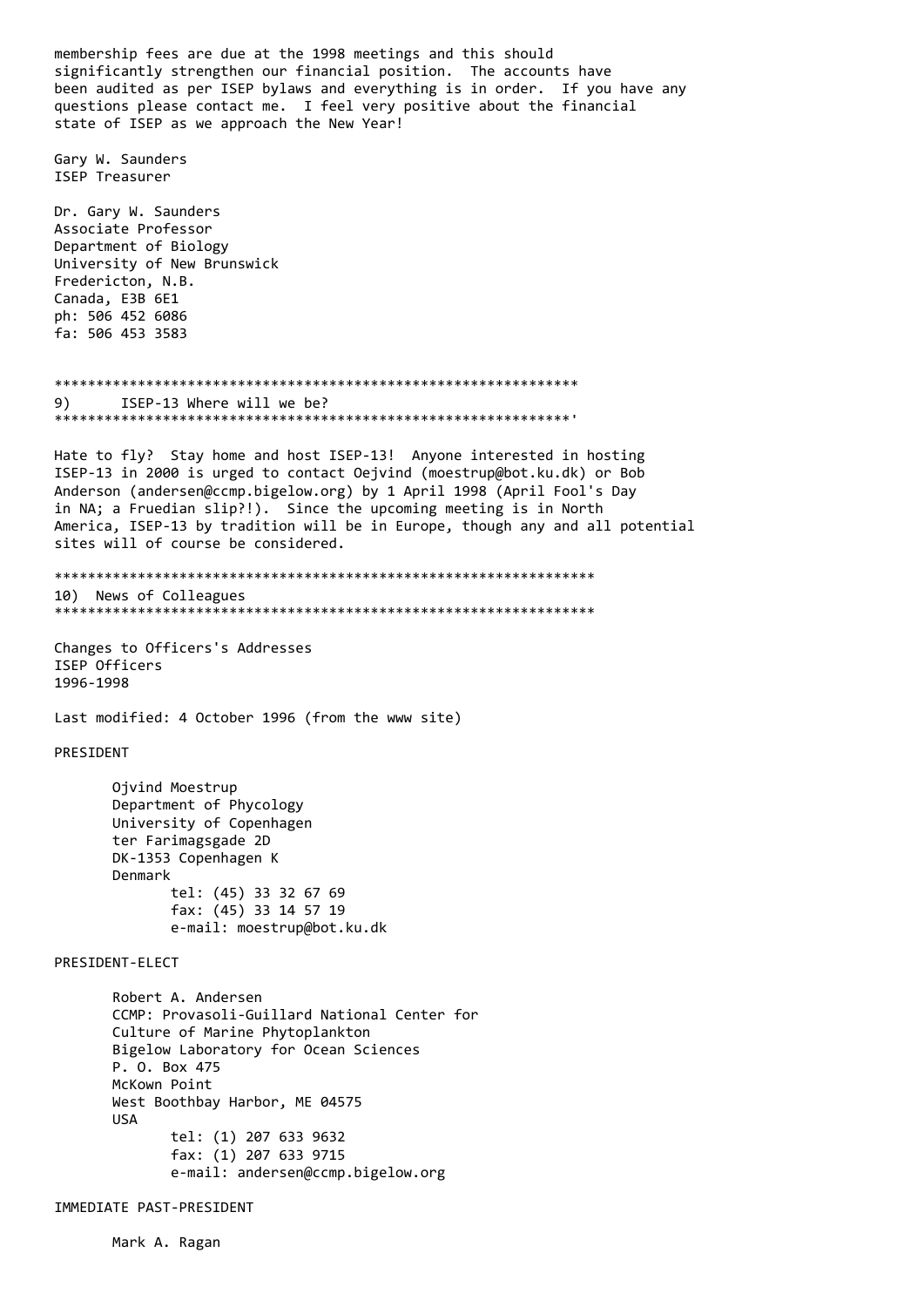membership fees are due at the 1998 meetings and this should significantly strengthen our financial position. The accounts have been audited as per ISEP bylaws and everything is in order. If you have any questions please contact me. I feel very positive about the financial state of ISEP as we approach the New Year!

Gary W. Saunders
ISEP Treasurer

Dr. Gary W. Saunders
Associate Professor
Department of Biology
University of New Brunswick
Fredericton, N.B.
Canada, E3B 6E1
ph: 506 452 6086
fa: 506 453 3583

***************************************************************

## 9) ISEP-13 Where will we be?

***************************************************************'

Hate to fly? Stay home and host ISEP-13! Anyone interested in hosting ISEP-13 in 2000 is urged to contact Oejvind (moestrup@bot.ku.dk) or Bob Anderson (andersen@ccmp.bigelow.org) by 1 April 1998 (April Fool's Day in NA; a Fruedian slip?!). Since the upcoming meeting is in North America, ISEP-13 by tradition will be in Europe, though any and all potential sites will of course be considered.

*****************************************************************

## 10) News of Colleagues

*****************************************************************

Changes to Officers's Addresses
ISEP Officers
1996-1998

Last modified: 4 October 1996 (from the www site)

PRESIDENT

Ojvind Moestrup
Department of Phycology
University of Copenhagen
ter Farimagsgade 2D
DK-1353 Copenhagen K
Denmark
tel: (45) 33 32 67 69
fax: (45) 33 14 57 19
e-mail: moestrup@bot.ku.dk

PRESIDENT-ELECT

Robert A. Andersen
CCMP: Provasoli-Guillard National Center for
Culture of Marine Phytoplankton
Bigelow Laboratory for Ocean Sciences
P. O. Box 475
McKown Point
West Boothbay Harbor, ME 04575
USA
tel: (1) 207 633 9632
fax: (1) 207 633 9715
e-mail: andersen@ccmp.bigelow.org

IMMEDIATE PAST-PRESIDENT

Mark A. Ragan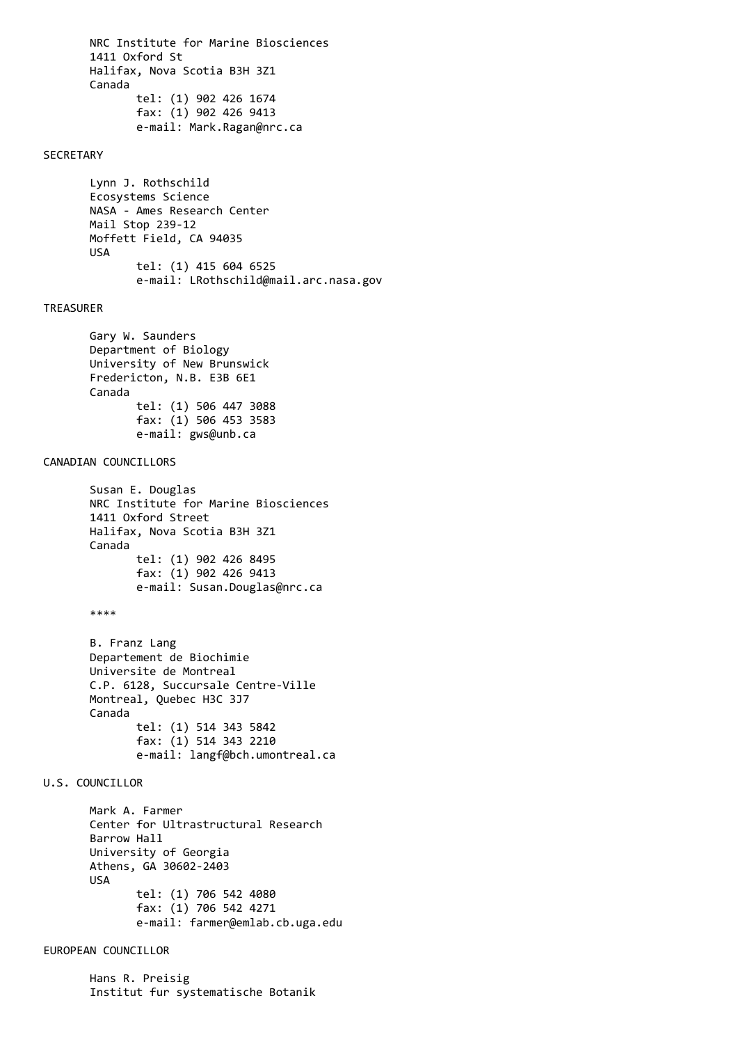NRC Institute for Marine Biosciences
1411 Oxford St
Halifax, Nova Scotia B3H 3Z1
Canada
tel: (1) 902 426 1674
fax: (1) 902 426 9413
e-mail: Mark.Ragan@nrc.ca

SECRETARY

Lynn J. Rothschild
Ecosystems Science
NASA - Ames Research Center
Mail Stop 239-12
Moffett Field, CA 94035
USA
tel: (1) 415 604 6525
e-mail: LRothschild@mail.arc.nasa.gov

TREASURER

Gary W. Saunders
Department of Biology
University of New Brunswick
Fredericton, N.B. E3B 6E1
Canada
tel: (1) 506 447 3088
fax: (1) 506 453 3583
e-mail: gws@unb.ca

CANADIAN COUNCILLORS

Susan E. Douglas
NRC Institute for Marine Biosciences
1411 Oxford Street
Halifax, Nova Scotia B3H 3Z1
Canada
tel: (1) 902 426 8495
fax: (1) 902 426 9413
e-mail: Susan.Douglas@nrc.ca

****

B. Franz Lang
Departement de Biochimie
Universite de Montreal
C.P. 6128, Succursale Centre-Ville
Montreal, Quebec H3C 3J7
Canada
tel: (1) 514 343 5842
fax: (1) 514 343 2210
e-mail: langf@bch.umontreal.ca

U.S. COUNCILLOR

Mark A. Farmer
Center for Ultrastructural Research
Barrow Hall
University of Georgia
Athens, GA 30602-2403
USA
tel: (1) 706 542 4080
fax: (1) 706 542 4271
e-mail: farmer@emlab.cb.uga.edu

EUROPEAN COUNCILLOR

Hans R. Preisig
Institut fur systematische Botanik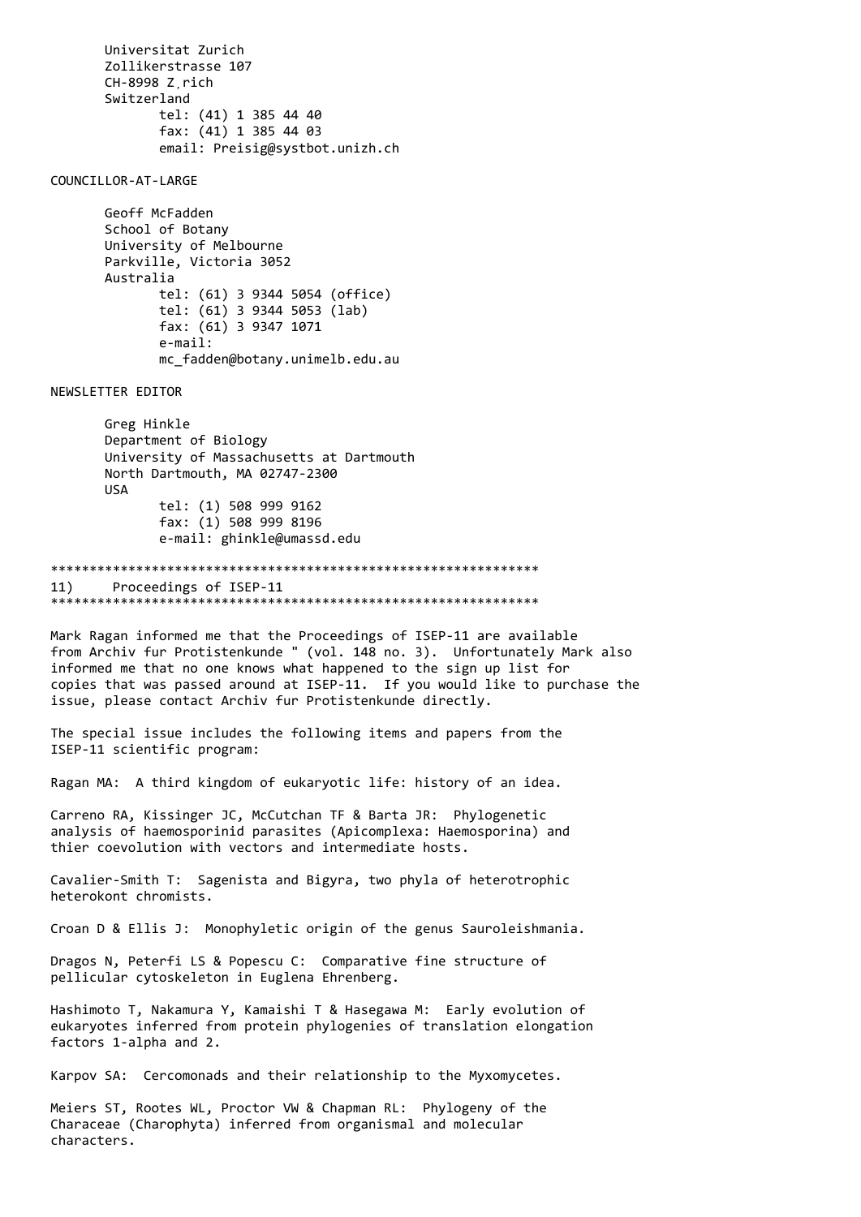Universitat Zurich
Zollikerstrasse 107
CH-8998 Z,rich
Switzerland
tel: (41) 1 385 44 40
fax: (41) 1 385 44 03
email: Preisig@systbot.unizh.ch

COUNCILLOR-AT-LARGE

Geoff McFadden
School of Botany
University of Melbourne
Parkville, Victoria 3052
Australia
tel: (61) 3 9344 5054 (office)
tel: (61) 3 9344 5053 (lab)
fax: (61) 3 9347 1071
e-mail:
mc_fadden@botany.unimelb.edu.au

NEWSLETTER EDITOR

Greg Hinkle
Department of Biology
University of Massachusetts at Dartmouth
North Dartmouth, MA 02747-2300
USA
tel: (1) 508 999 9162
fax: (1) 508 999 8196
e-mail: ghinkle@umassd.edu

***************************************************************

## 11) Proceedings of ISEP-11

***************************************************************

Mark Ragan informed me that the Proceedings of ISEP-11 are available from Archiv fur Protistenkunde " (vol. 148 no. 3). Unfortunately Mark also informed me that no one knows what happened to the sign up list for copies that was passed around at ISEP-11. If you would like to purchase the issue, please contact Archiv fur Protistenkunde directly.

The special issue includes the following items and papers from the ISEP-11 scientific program:

Ragan MA: A third kingdom of eukaryotic life: history of an idea.

Carreno RA, Kissinger JC, McCutchan TF & Barta JR: Phylogenetic analysis of haemosporinid parasites (Apicomplexa: Haemosporina) and thier coevolution with vectors and intermediate hosts.

Cavalier-Smith T: Sagenista and Bigyra, two phyla of heterotrophic heterokont chromists.

Croan D & Ellis J: Monophyletic origin of the genus Sauroleishmania.

Dragos N, Peterfi LS & Popescu C: Comparative fine structure of pellicular cytoskeleton in Euglena Ehrenberg.

Hashimoto T, Nakamura Y, Kamaishi T & Hasegawa M: Early evolution of eukaryotes inferred from protein phylogenies of translation elongation factors 1-alpha and 2.

Karpov SA: Cercomonads and their relationship to the Myxomycetes.

Meiers ST, Rootes WL, Proctor VW & Chapman RL: Phylogeny of the Characeae (Charophyta) inferred from organismal and molecular characters.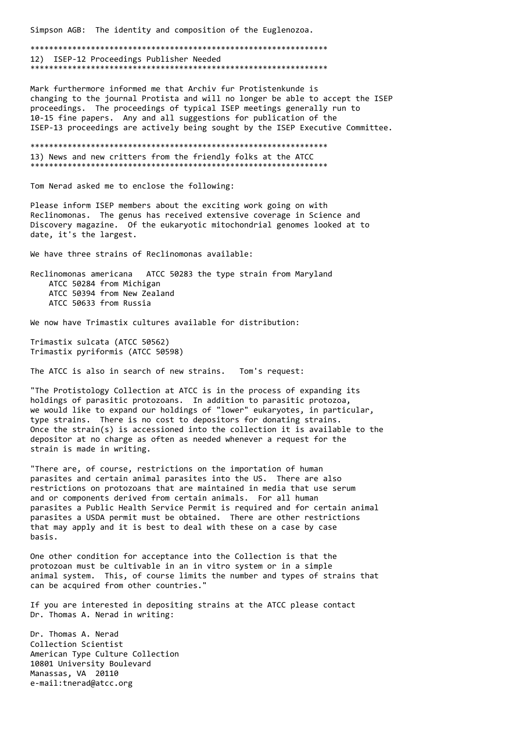Simpson AGB: The identity and composition of the Euglenozoa.

## 12) ISEP-12 Proceedings Publisher Needed

Mark furthermore informed me that Archiv fur Protistenkunde is changing to the journal Protista and will no longer be able to accept the ISEP proceedings. The proceedings of typical ISEP meetings generally run to 10-15 fine papers. Any and all suggestions for publication of the ISEP-13 proceedings are actively being sought by the ISEP Executive Committee.

## 13) News and new critters from the friendly folks at the ATCC

Tom Nerad asked me to enclose the following:

Please inform ISEP members about the exciting work going on with Reclinomonas. The genus has received extensive coverage in Science and Discovery magazine. Of the eukaryotic mitochondrial genomes looked at to date, it's the largest.

We have three strains of Reclinomonas available:

Reclinomonas americana ATCC 50283 the type strain from Maryland
- ATCC 50284 from Michigan
- ATCC 50394 from New Zealand
- ATCC 50633 from Russia

We now have Trimastix cultures available for distribution:

Trimastix sulcata (ATCC 50562)
Trimastix pyriformis (ATCC 50598)

The ATCC is also in search of new strains. Tom's request:

"The Protistology Collection at ATCC is in the process of expanding its holdings of parasitic protozoans. In addition to parasitic protozoa, we would like to expand our holdings of "lower" eukaryotes, in particular, type strains. There is no cost to depositors for donating strains. Once the strain(s) is accessioned into the collection it is available to the depositor at no charge as often as needed whenever a request for the strain is made in writing.

"There are, of course, restrictions on the importation of human parasites and certain animal parasites into the US. There are also restrictions on protozoans that are maintained in media that use serum and or components derived from certain animals. For all human parasites a Public Health Service Permit is required and for certain animal parasites a USDA permit must be obtained. There are other restrictions that may apply and it is best to deal with these on a case by case basis.

One other condition for acceptance into the Collection is that the protozoan must be cultivable in an in vitro system or in a simple animal system. This, of course limits the number and types of strains that can be acquired from other countries."

If you are interested in depositing strains at the ATCC please contact Dr. Thomas A. Nerad in writing:

Dr. Thomas A. Nerad
Collection Scientist
American Type Culture Collection
10801 University Boulevard
Manassas, VA 20110
e-mail:tnerad@atcc.org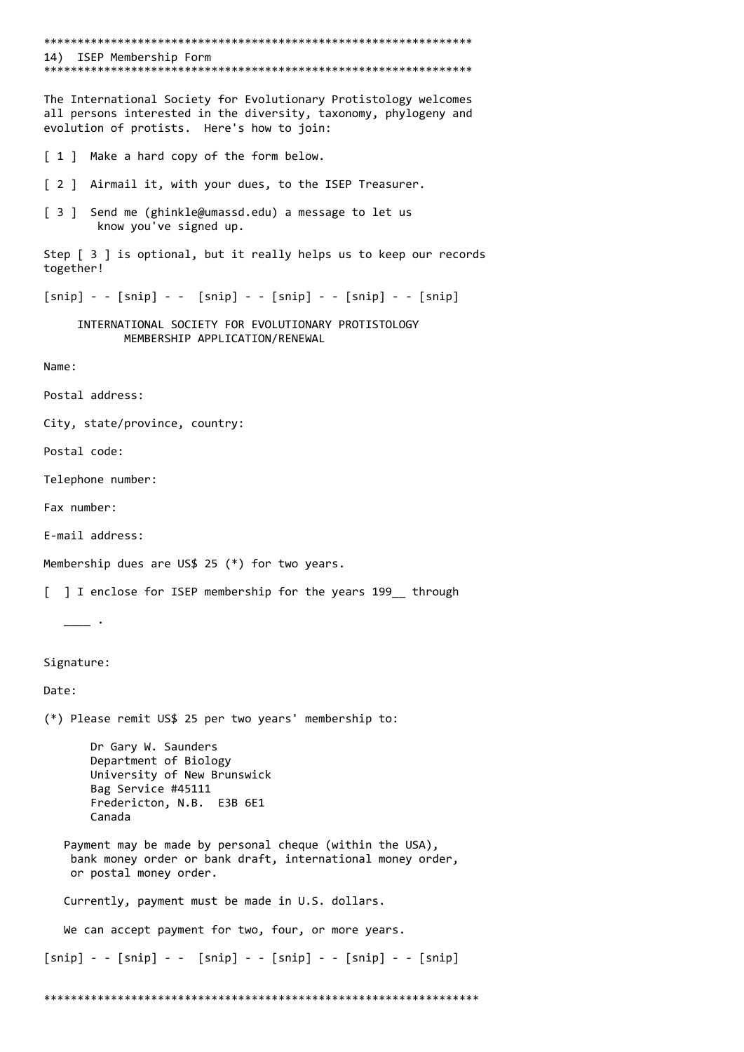***************************************************************

## 14) ISEP Membership Form

***************************************************************

The International Society for Evolutionary Protistology welcomes all persons interested in the diversity, taxonomy, phylogeny and evolution of protists. Here's how to join:

[ 1 ] Make a hard copy of the form below.

[ 2 ] Airmail it, with your dues, to the ISEP Treasurer.

[ 3 ] Send me (ghinkle@umassd.edu) a message to let us know you've signed up.

Step [ 3 ] is optional, but it really helps us to keep our records together!

[snip] - - [snip] - - [snip] - - [snip] - - [snip] - - [snip]

INTERNATIONAL SOCIETY FOR EVOLUTIONARY PROTISTOLOGY
MEMBERSHIP APPLICATION/RENEWAL

Name:

Postal address:

City, state/province, country:

Postal code:

Telephone number:

Fax number:

E-mail address:

Membership dues are US$ 25 (*) for two years.

[ ] I enclose for ISEP membership for the years 199__ through ____ .

Signature:

Date:

(*) Please remit US$ 25 per two years' membership to:

Dr Gary W. Saunders
Department of Biology
University of New Brunswick
Bag Service #45111
Fredericton, N.B. E3B 6E1
Canada

Payment may be made by personal cheque (within the USA), bank money order or bank draft, international money order, or postal money order.

Currently, payment must be made in U.S. dollars.

We can accept payment for two, four, or more years.

[snip] - - [snip] - - [snip] - - [snip] - - [snip] - - [snip]

***************************************************************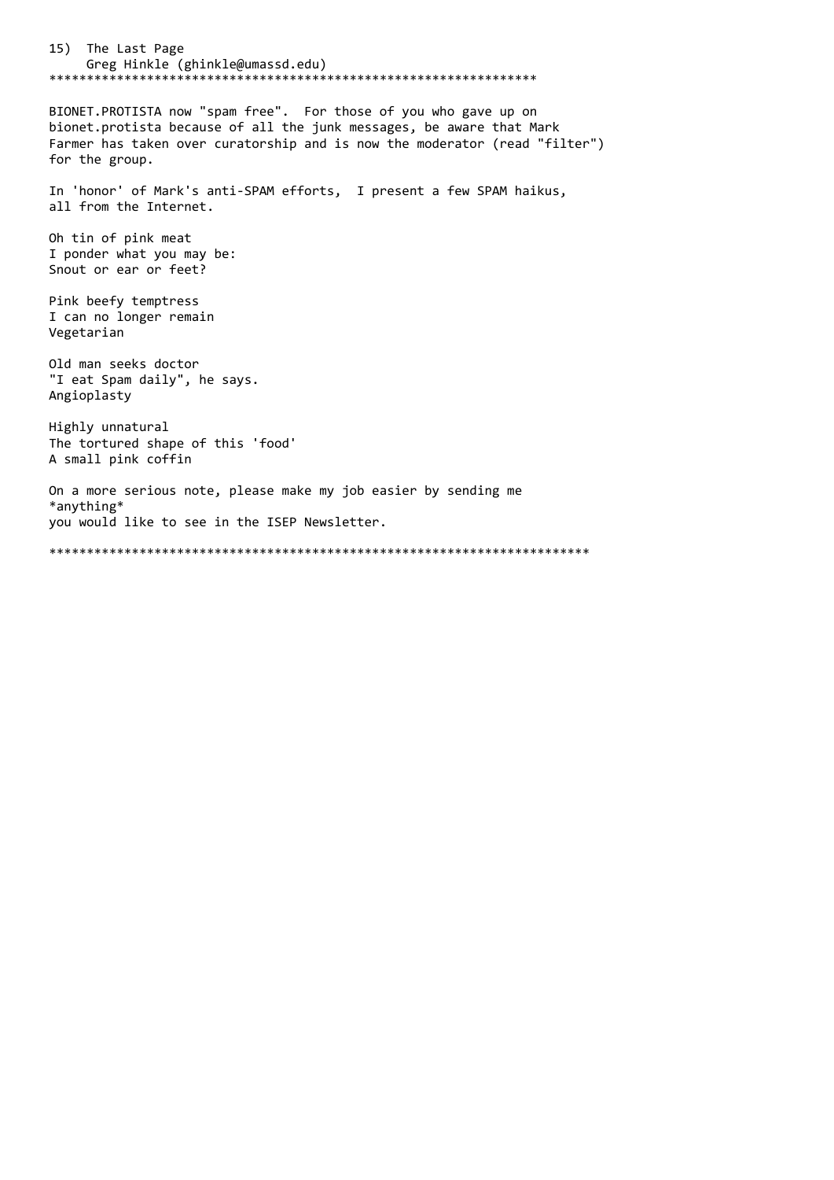## 15) The Last Page

Greg Hinkle (ghinkle@umassd.edu)

*****************************************************************

BIONET.PROTISTA now "spam free". For those of you who gave up on bionet.protista because of all the junk messages, be aware that Mark Farmer has taken over curatorship and is now the moderator (read "filter") for the group.

In 'honor' of Mark's anti-SPAM efforts, I present a few SPAM haikus, all from the Internet.

Oh tin of pink meat
I ponder what you may be:
Snout or ear or feet?

Pink beefy temptress
I can no longer remain
Vegetarian

Old man seeks doctor
"I eat Spam daily", he says.
Angioplasty

Highly unnatural
The tortured shape of this 'food'
A small pink coffin

On a more serious note, please make my job easier by sending me *anything* you would like to see in the ISEP Newsletter.

************************************************************************